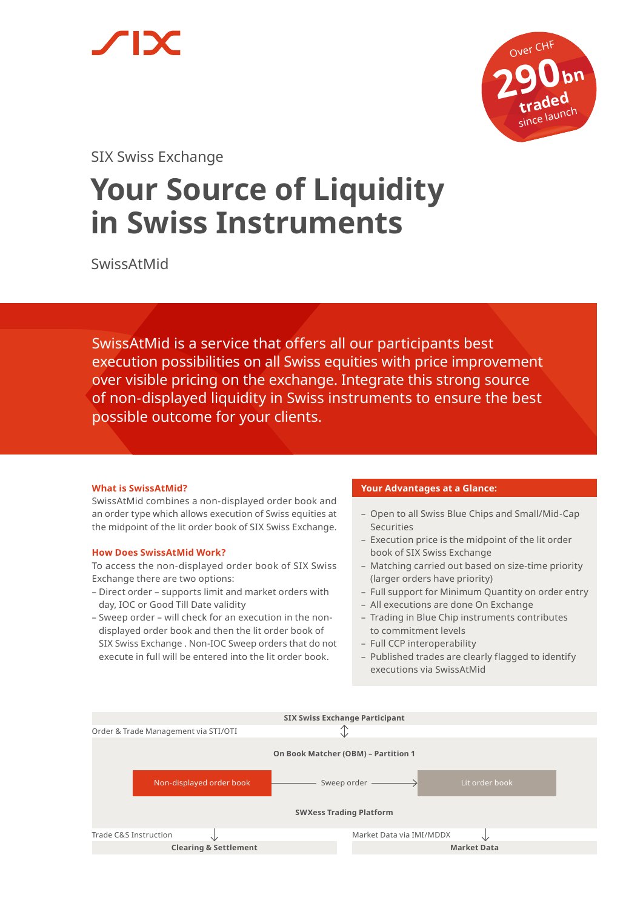SIX

Over CHF **290 bn** traded since launch

SIX Swiss Exchange

# Your Source of Liquidity in Swiss Instruments

SwissAtMid

SwissAtMid is a service that offers all our participants best execution possibilities on all Swiss equities with price improvement over visible pricing on the exchange. Integrate this strong source of non-displayed liquidity in Swiss instruments to ensure the best possible outcome for your clients.

### What is SwissAtMid?

SwissAtMid combines a non-displayed order book and an order type which allows execution of Swiss equities at the midpoint of the lit order book of SIX Swiss Exchange.

### How Does SwissAtMid Work?

To access the non-displayed order book of SIX Swiss Exchange there are two options:

- Direct order – supports limit and market orders with day, IOC or Good Till Date validity
- Sweep order – will check for an execution in the non-displayed order book and then the lit order book of SIX Swiss Exchange . Non-IOC Sweep orders that do not execute in full will be entered into the lit order book.

### Your Advantages at a Glance:

- Open to all Swiss Blue Chips and Small/Mid-Cap Securities
- Execution price is the midpoint of the lit order book of SIX Swiss Exchange
- Matching carried out based on size-time priority (larger orders have priority)
- Full support for Minimum Quantity on order entry
- All executions are done On Exchange
- Trading in Blue Chip instruments contributes to commitment levels
- Full CCP interoperability
- Published trades are clearly flagged to identify executions via SwissAtMid

**SIX Swiss Exchange Participant**

Order & Trade Management via STI/OTI

**On Book Matcher (OBM) – Partition 1**

Non-displayed order book → Sweep order → Lit order book

**SWXess Trading Platform**

Trade C&S Instruction → **Clearing & Settlement**

Market Data via IMI/MDDX → **Market Data**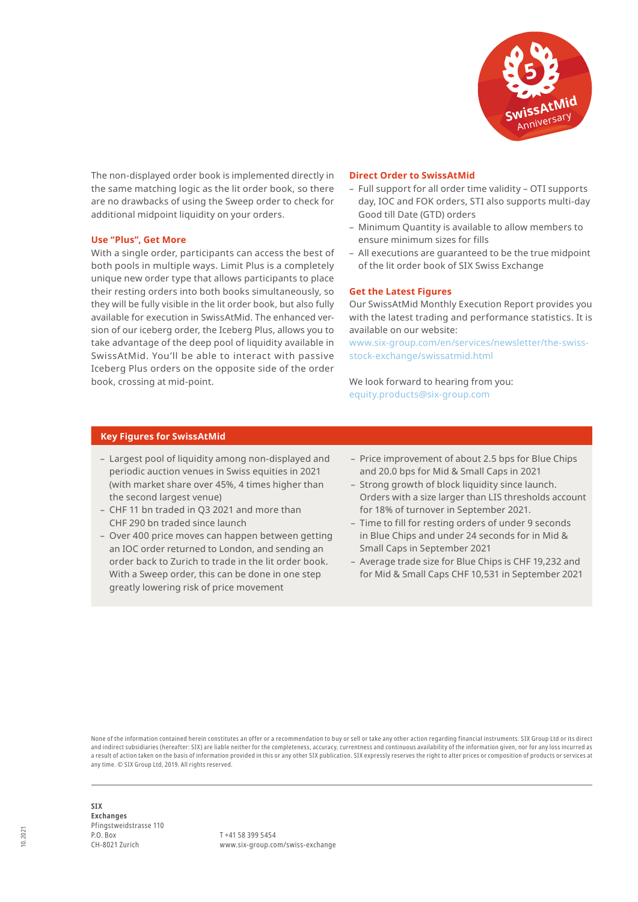The non-displayed order book is implemented directly in the same matching logic as the lit order book, so there are no drawbacks of using the Sweep order to check for additional midpoint liquidity on your orders.

### Use "Plus", Get More

With a single order, participants can access the best of both pools in multiple ways. Limit Plus is a completely unique new order type that allows participants to place their resting orders into both books simultaneously, so they will be fully visible in the lit order book, but also fully available for execution in SwissAtMid. The enhanced version of our iceberg order, the Iceberg Plus, allows you to take advantage of the deep pool of liquidity available in SwissAtMid. You'll be able to interact with passive Iceberg Plus orders on the opposite side of the order book, crossing at mid-point.

### Direct Order to SwissAtMid

- Full support for all order time validity – OTI supports day, IOC and FOK orders, STI also supports multi-day Good till Date (GTD) orders
- Minimum Quantity is available to allow members to ensure minimum sizes for fills
- All executions are guaranteed to be the true midpoint of the lit order book of SIX Swiss Exchange

### Get the Latest Figures

Our SwissAtMid Monthly Execution Report provides you with the latest trading and performance statistics. It is available on our website:
www.six-group.com/en/services/newsletter/the-swiss-stock-exchange/swissatmid.html

We look forward to hearing from you:
equity.products@six-group.com

### Key Figures for SwissAtMid

- Largest pool of liquidity among non-displayed and periodic auction venues in Swiss equities in 2021 (with market share over 45%, 4 times higher than the second largest venue)
- CHF 11 bn traded in Q3 2021 and more than CHF 290 bn traded since launch
- Over 400 price moves can happen between getting an IOC order returned to London, and sending an order back to Zurich to trade in the lit order book. With a Sweep order, this can be done in one step greatly lowering risk of price movement
- Price improvement of about 2.5 bps for Blue Chips and 20.0 bps for Mid & Small Caps in 2021
- Strong growth of block liquidity since launch. Orders with a size larger than LIS thresholds account for 18% of turnover in September 2021.
- Time to fill for resting orders of under 9 seconds in Blue Chips and under 24 seconds for in Mid & Small Caps in September 2021
- Average trade size for Blue Chips is CHF 19,232 and for Mid & Small Caps CHF 10,531 in September 2021

None of the information contained herein constitutes an offer or a recommendation to buy or sell or take any other action regarding financial instruments. SIX Group Ltd or its direct and indirect subsidiaries (hereafter: SIX) are liable neither for the completeness, accuracy, currentness and continuous availability of the information given, nor for any loss incurred as a result of action taken on the basis of information provided in this or any other SIX publication. SIX expressly reserves the right to alter prices or composition of products or services at any time. © SIX Group Ltd, 2019. All rights reserved.

**SIX**
**Exchanges**
Pfingstweidstrasse 110
P.O. Box
CH-8021 Zurich

T +41 58 399 5454
www.six-group.com/swiss-exchange

10.2021